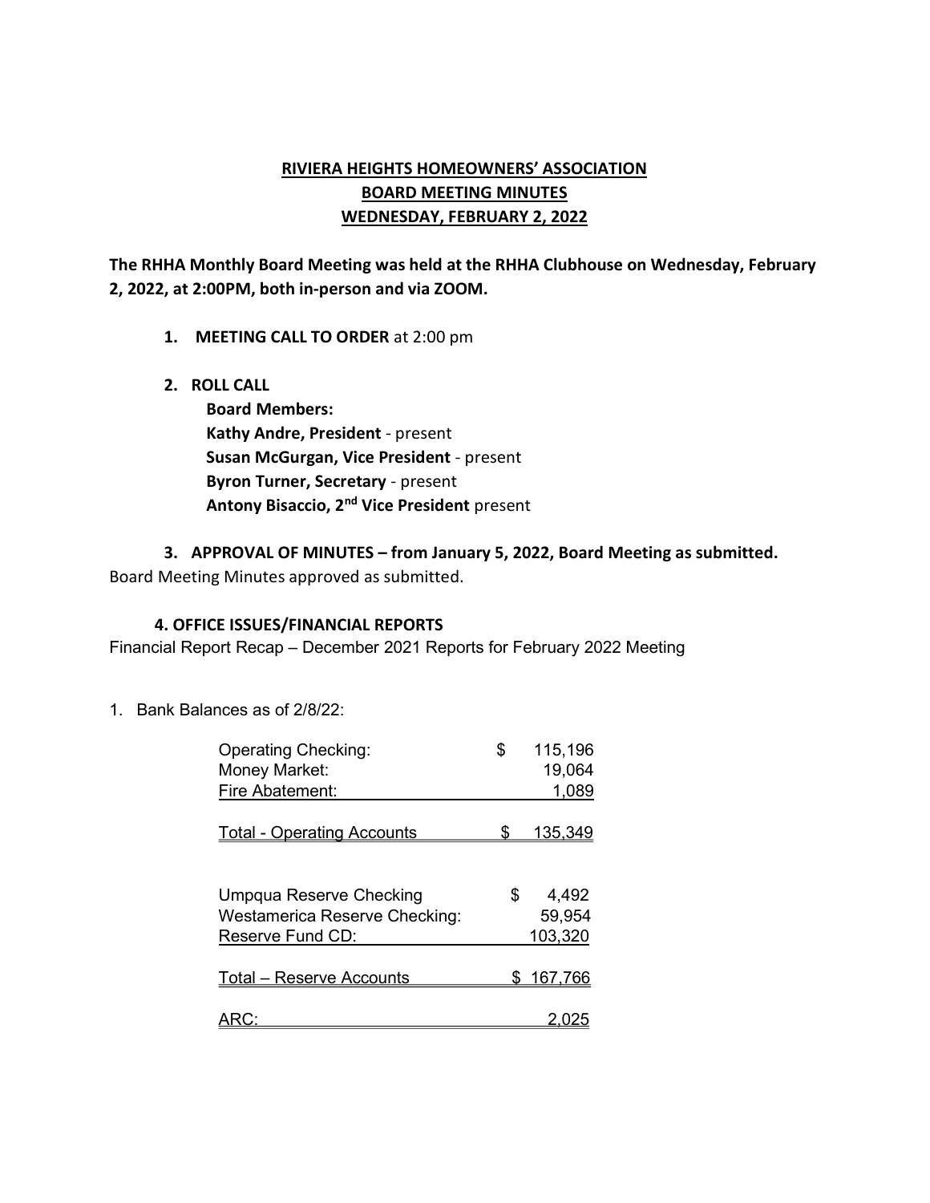# RIVIERA HEIGHTS HOMEOWNERS' ASSOCIATION
## BOARD MEETING MINUTES
## WEDNESDAY, FEBRUARY 2, 2022

**The RHHA Monthly Board Meeting was held at the RHHA Clubhouse on Wednesday, February 2, 2022, at 2:00PM, both in-person and via ZOOM.**

1. **MEETING CALL TO ORDER** at 2:00 pm

2. **ROLL CALL**
   **Board Members:**
   **Kathy Andre, President** - present
   **Susan McGurgan, Vice President** - present
   **Byron Turner, Secretary** - present
   **Antony Bisaccio, 2nd Vice President** present

3. **APPROVAL OF MINUTES – from January 5, 2022, Board Meeting as submitted.**

Board Meeting Minutes approved as submitted.

**4. OFFICE ISSUES/FINANCIAL REPORTS**

Financial Report Recap – December 2021 Reports for February 2022 Meeting

1. Bank Balances as of 2/8/22:

| Account | Amount |
|---|---|
| Operating Checking: | $ 115,196 |
| Money Market: | 19,064 |
| Fire Abatement: | 1,089 |
| Total - Operating Accounts | $ 135,349 |
| | |
| Umpqua Reserve Checking | $ 4,492 |
| Westamerica Reserve Checking: | 59,954 |
| Reserve Fund CD: | 103,320 |
| Total – Reserve Accounts | $ 167,766 |
| | |
| ARC: | 2,025 |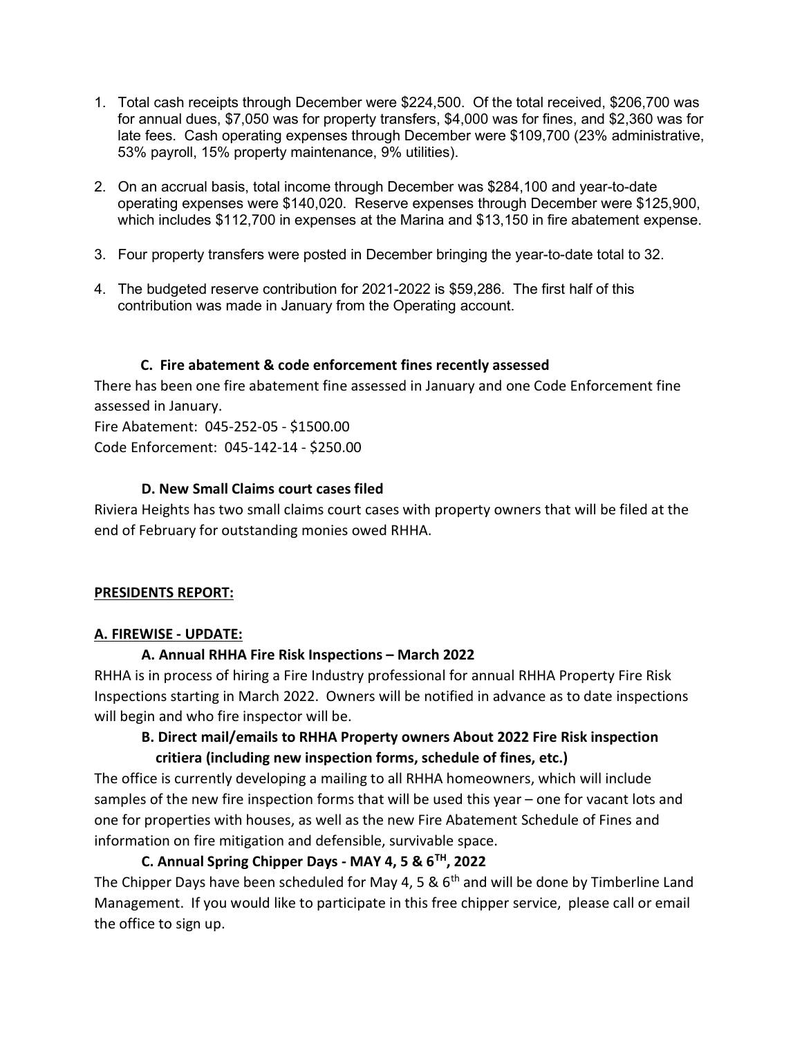1. Total cash receipts through December were $224,500. Of the total received, $206,700 was for annual dues, $7,050 was for property transfers, $4,000 was for fines, and $2,360 was for late fees. Cash operating expenses through December were $109,700 (23% administrative, 53% payroll, 15% property maintenance, 9% utilities).

2. On an accrual basis, total income through December was $284,100 and year-to-date operating expenses were $140,020. Reserve expenses through December were $125,900, which includes $112,700 in expenses at the Marina and $13,150 in fire abatement expense.

3. Four property transfers were posted in December bringing the year-to-date total to 32.

4. The budgeted reserve contribution for 2021-2022 is $59,286. The first half of this contribution was made in January from the Operating account.

### C. Fire abatement & code enforcement fines recently assessed

There has been one fire abatement fine assessed in January and one Code Enforcement fine assessed in January.

Fire Abatement: 045-252-05 - $1500.00

Code Enforcement: 045-142-14 - $250.00

### D. New Small Claims court cases filed

Riviera Heights has two small claims court cases with property owners that will be filed at the end of February for outstanding monies owed RHHA.

## PRESIDENTS REPORT:

### A. FIREWISE - UPDATE:

#### A. Annual RHHA Fire Risk Inspections – March 2022

RHHA is in process of hiring a Fire Industry professional for annual RHHA Property Fire Risk Inspections starting in March 2022. Owners will be notified in advance as to date inspections will begin and who fire inspector will be.

#### B. Direct mail/emails to RHHA Property owners About 2022 Fire Risk inspection critiera (including new inspection forms, schedule of fines, etc.)

The office is currently developing a mailing to all RHHA homeowners, which will include samples of the new fire inspection forms that will be used this year – one for vacant lots and one for properties with houses, as well as the new Fire Abatement Schedule of Fines and information on fire mitigation and defensible, survivable space.

#### C. Annual Spring Chipper Days - MAY 4, 5 & 6TH, 2022

The Chipper Days have been scheduled for May 4, 5 & 6th and will be done by Timberline Land Management. If you would like to participate in this free chipper service, please call or email the office to sign up.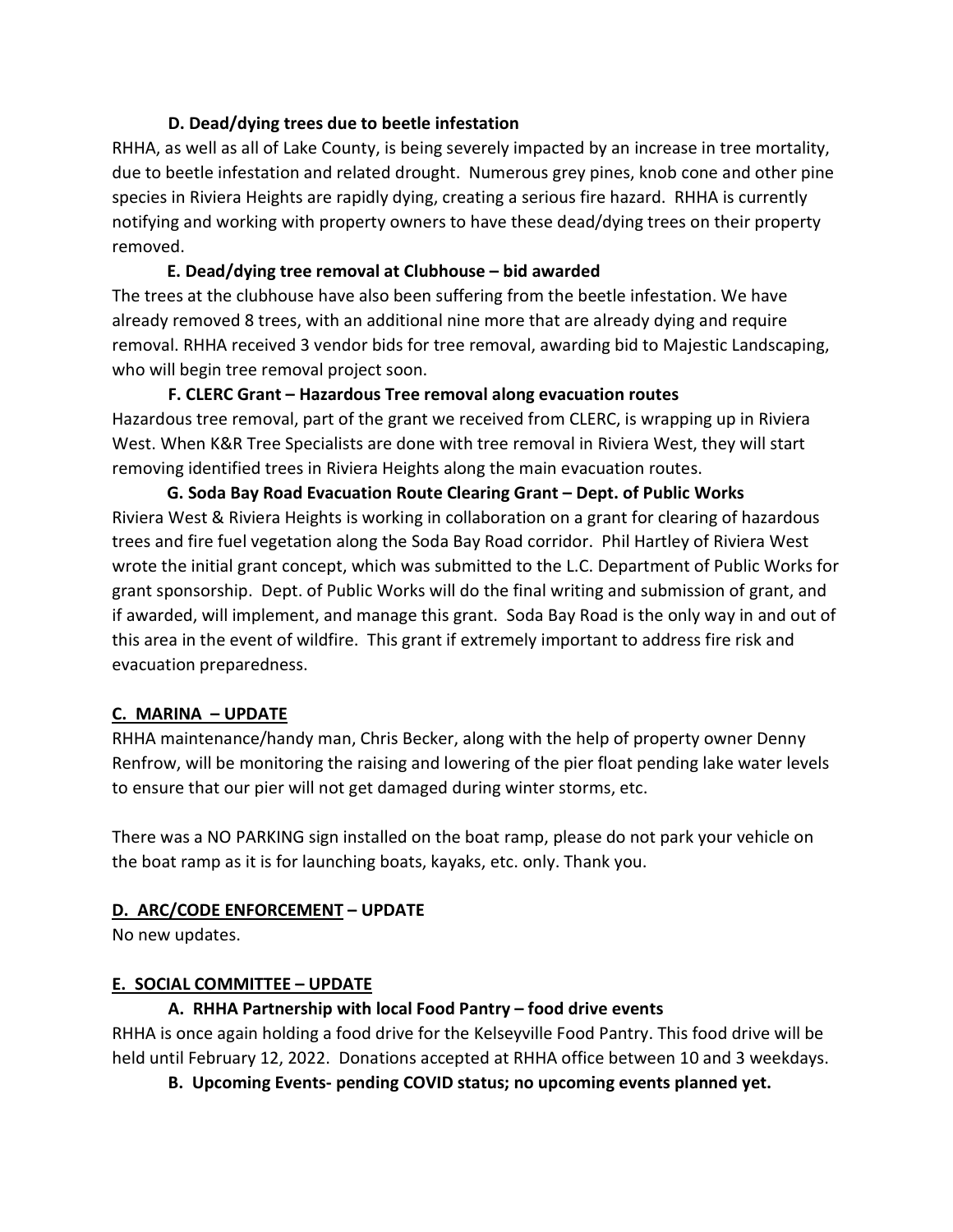**D. Dead/dying trees due to beetle infestation**

RHHA, as well as all of Lake County, is being severely impacted by an increase in tree mortality, due to beetle infestation and related drought. Numerous grey pines, knob cone and other pine species in Riviera Heights are rapidly dying, creating a serious fire hazard. RHHA is currently notifying and working with property owners to have these dead/dying trees on their property removed.

**E. Dead/dying tree removal at Clubhouse – bid awarded**

The trees at the clubhouse have also been suffering from the beetle infestation. We have already removed 8 trees, with an additional nine more that are already dying and require removal. RHHA received 3 vendor bids for tree removal, awarding bid to Majestic Landscaping, who will begin tree removal project soon.

**F. CLERC Grant – Hazardous Tree removal along evacuation routes**

Hazardous tree removal, part of the grant we received from CLERC, is wrapping up in Riviera West. When K&R Tree Specialists are done with tree removal in Riviera West, they will start removing identified trees in Riviera Heights along the main evacuation routes.

**G. Soda Bay Road Evacuation Route Clearing Grant – Dept. of Public Works**

Riviera West & Riviera Heights is working in collaboration on a grant for clearing of hazardous trees and fire fuel vegetation along the Soda Bay Road corridor. Phil Hartley of Riviera West wrote the initial grant concept, which was submitted to the L.C. Department of Public Works for grant sponsorship. Dept. of Public Works will do the final writing and submission of grant, and if awarded, will implement, and manage this grant. Soda Bay Road is the only way in and out of this area in the event of wildfire. This grant if extremely important to address fire risk and evacuation preparedness.

## C. MARINA – UPDATE

RHHA maintenance/handy man, Chris Becker, along with the help of property owner Denny Renfrow, will be monitoring the raising and lowering of the pier float pending lake water levels to ensure that our pier will not get damaged during winter storms, etc.

There was a NO PARKING sign installed on the boat ramp, please do not park your vehicle on the boat ramp as it is for launching boats, kayaks, etc. only. Thank you.

## D. ARC/CODE ENFORCEMENT – UPDATE

No new updates.

## E. SOCIAL COMMITTEE – UPDATE

**A. RHHA Partnership with local Food Pantry – food drive events**

RHHA is once again holding a food drive for the Kelseyville Food Pantry. This food drive will be held until February 12, 2022. Donations accepted at RHHA office between 10 and 3 weekdays.

**B. Upcoming Events- pending COVID status; no upcoming events planned yet.**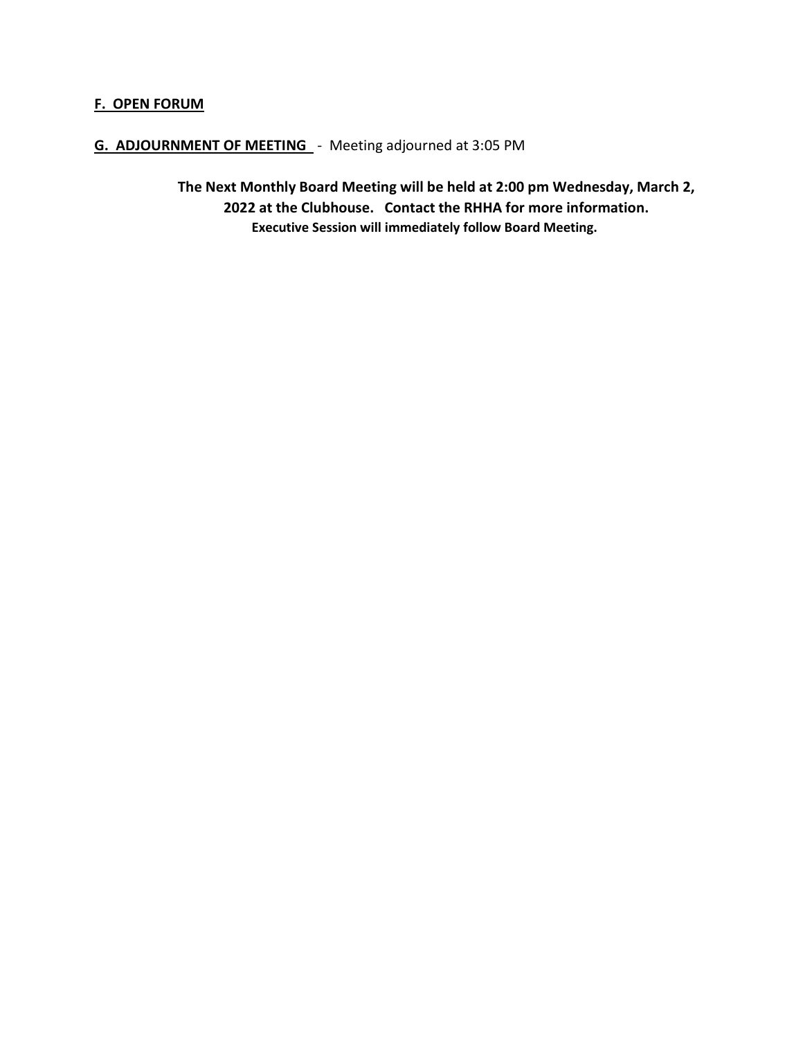**F. OPEN FORUM**

**G. ADJOURNMENT OF MEETING** - Meeting adjourned at 3:05 PM

**The Next Monthly Board Meeting will be held at 2:00 pm Wednesday, March 2, 2022 at the Clubhouse. Contact the RHHA for more information.**
**Executive Session will immediately follow Board Meeting.**